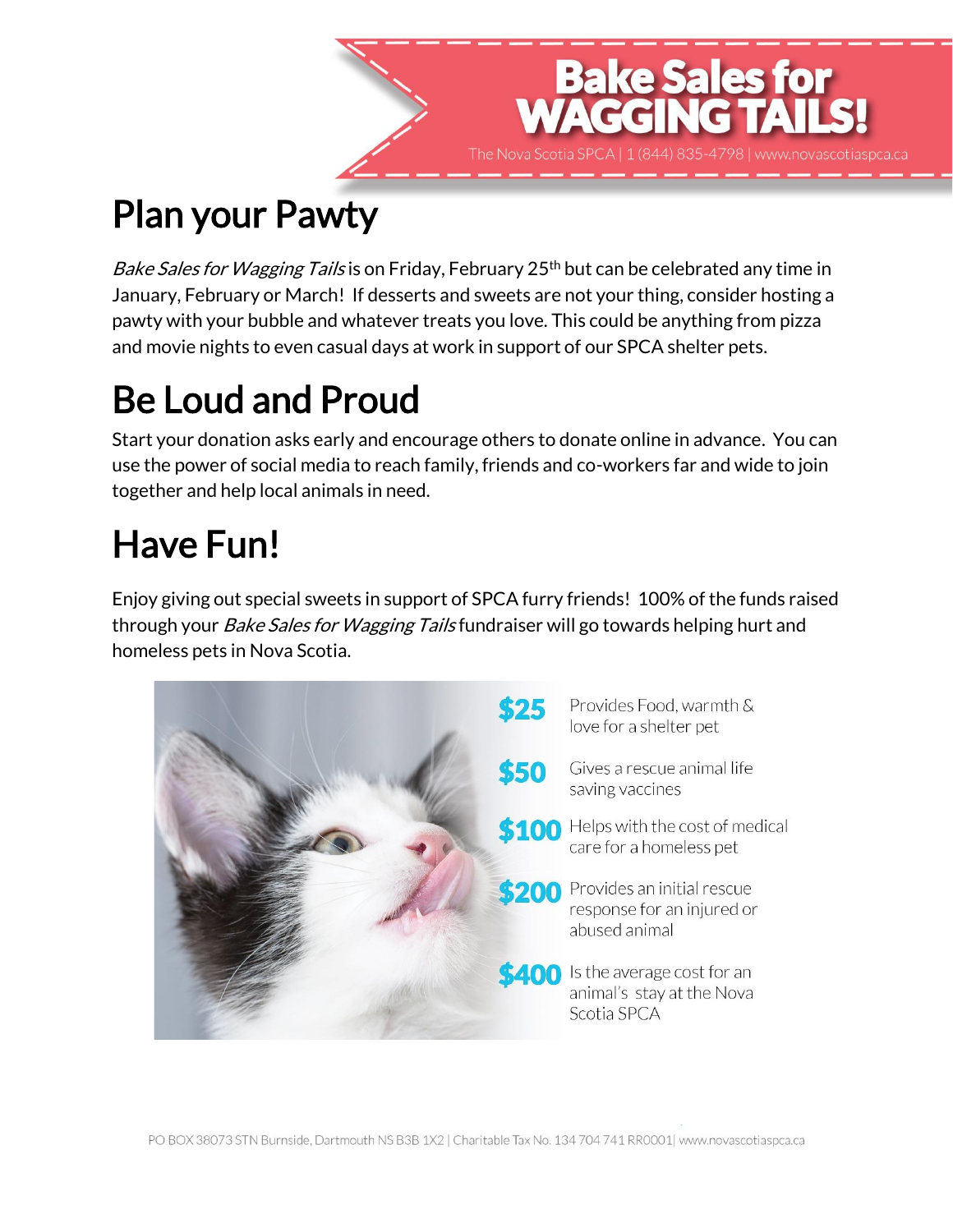# Bake Sales for WAGGING TAILS!

The Nova Scotia SPCA | 1 (844) 835-4798 | www.novascotiaspca.ca

## Plan your Pawty

*Bake Sales for Wagging Tails* is on Friday, February 25th but can be celebrated any time in January, February or March! If desserts and sweets are not your thing, consider hosting a pawty with your bubble and whatever treats you love. This could be anything from pizza and movie nights to even casual days at work in support of our SPCA shelter pets.

## Be Loud and Proud

Start your donation asks early and encourage others to donate online in advance. You can use the power of social media to reach family, friends and co-workers far and wide to join together and help local animals in need.

## Have Fun!

Enjoy giving out special sweets in support of SPCA furry friends! 100% of the funds raised through your *Bake Sales for Wagging Tails* fundraiser will go towards helping hurt and homeless pets in Nova Scotia.

**$25** Provides Food, warmth & love for a shelter pet

**$50** Gives a rescue animal life saving vaccines

**$100** Helps with the cost of medical care for a homeless pet

**$200** Provides an initial rescue response for an injured or abused animal

**$400** Is the average cost for an animal's stay at the Nova Scotia SPCA

PO BOX 38073 STN Burnside, Dartmouth NS B3B 1X2 | Charitable Tax No. 134 704 741 RR0001| www.novascotiaspca.ca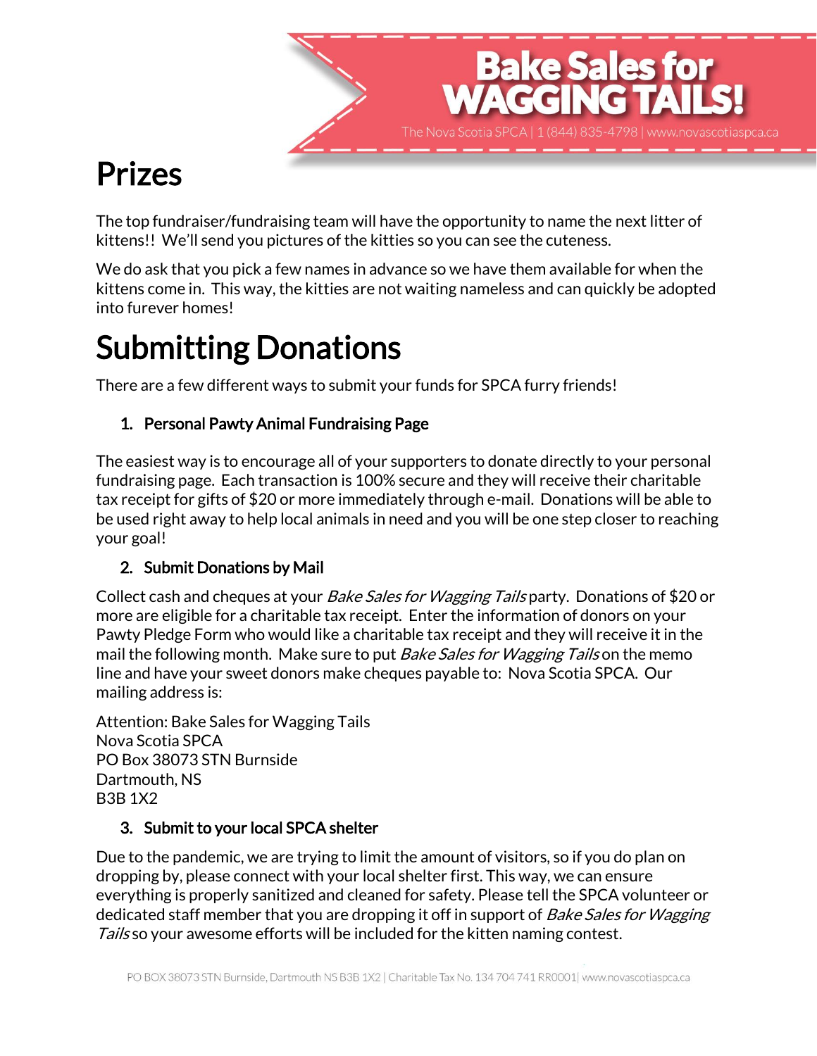# Prizes

The top fundraiser/fundraising team will have the opportunity to name the next litter of kittens!! We'll send you pictures of the kitties so you can see the cuteness.

We do ask that you pick a few names in advance so we have them available for when the kittens come in. This way, the kitties are not waiting nameless and can quickly be adopted into furever homes!

# Submitting Donations

There are a few different ways to submit your funds for SPCA furry friends!

1. **Personal Pawty Animal Fundraising Page**

The easiest way is to encourage all of your supporters to donate directly to your personal fundraising page. Each transaction is 100% secure and they will receive their charitable tax receipt for gifts of $20 or more immediately through e-mail. Donations will be able to be used right away to help local animals in need and you will be one step closer to reaching your goal!

2. **Submit Donations by Mail**

Collect cash and cheques at your *Bake Sales for Wagging Tails* party. Donations of $20 or more are eligible for a charitable tax receipt. Enter the information of donors on your Pawty Pledge Form who would like a charitable tax receipt and they will receive it in the mail the following month. Make sure to put *Bake Sales for Wagging Tails* on the memo line and have your sweet donors make cheques payable to: Nova Scotia SPCA. Our mailing address is:

Attention: Bake Sales for Wagging Tails
Nova Scotia SPCA
PO Box 38073 STN Burnside
Dartmouth, NS
B3B 1X2

3. **Submit to your local SPCA shelter**

Due to the pandemic, we are trying to limit the amount of visitors, so if you do plan on dropping by, please connect with your local shelter first. This way, we can ensure everything is properly sanitized and cleaned for safety. Please tell the SPCA volunteer or dedicated staff member that you are dropping it off in support of *Bake Sales for Wagging Tails* so your awesome efforts will be included for the kitten naming contest.